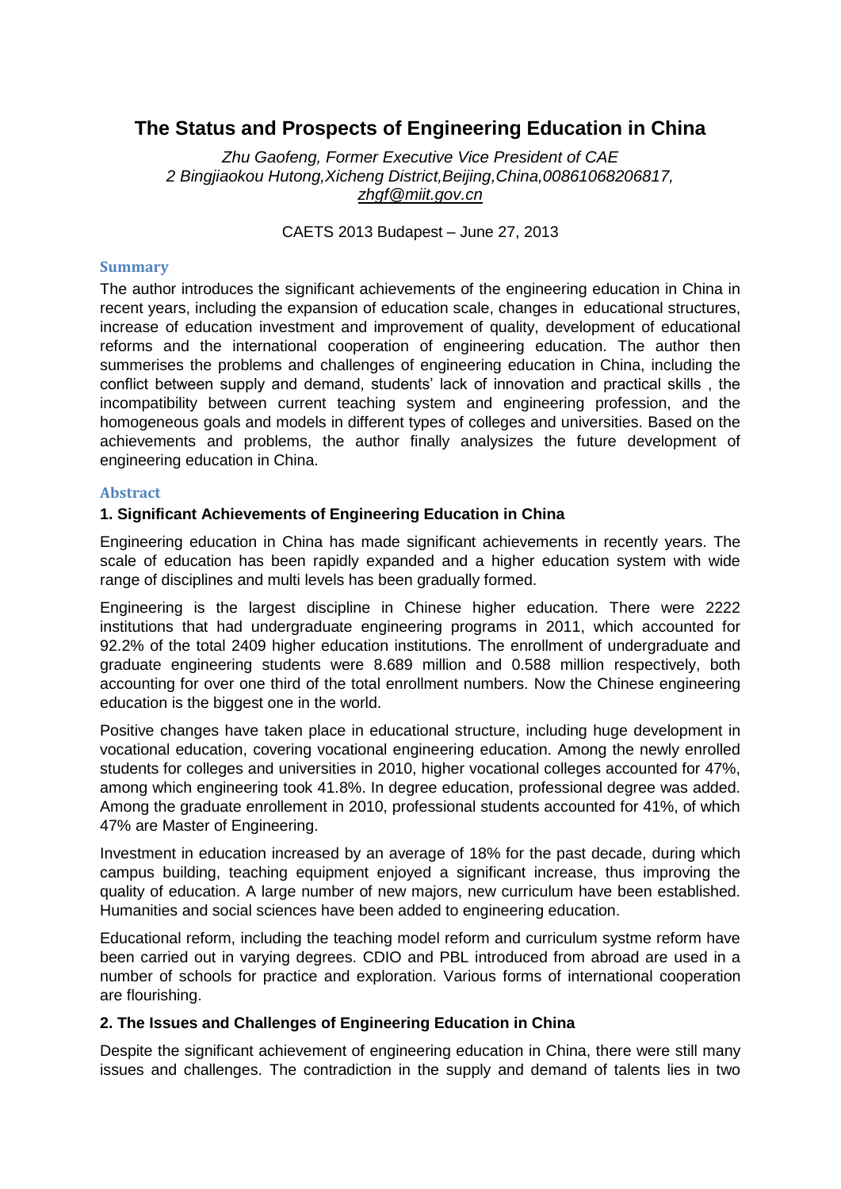# The Status and Prospects of Engineering Education in China

*Zhu Gaofeng, Former Executive Vice President of CAE*
*2 Bingjiaokou Hutong,Xicheng District,Beijing,China,00861068206817,*
*zhgf@miit.gov.cn*

CAETS 2013 Budapest – June 27, 2013

## Summary

The author introduces the significant achievements of the engineering education in China in recent years, including the expansion of education scale, changes in educational structures, increase of education investment and improvement of quality, development of educational reforms and the international cooperation of engineering education. The author then summerises the problems and challenges of engineering education in China, including the conflict between supply and demand, students' lack of innovation and practical skills , the incompatibility between current teaching system and engineering profession, and the homogeneous goals and models in different types of colleges and universities. Based on the achievements and problems, the author finally analysizes the future development of engineering education in China.

## Abstract

### 1. Significant Achievements of Engineering Education in China

Engineering education in China has made significant achievements in recently years. The scale of education has been rapidly expanded and a higher education system with wide range of disciplines and multi levels has been gradually formed.

Engineering is the largest discipline in Chinese higher education. There were 2222 institutions that had undergraduate engineering programs in 2011, which accounted for 92.2% of the total 2409 higher education institutions. The enrollment of undergraduate and graduate engineering students were 8.689 million and 0.588 million respectively, both accounting for over one third of the total enrollment numbers. Now the Chinese engineering education is the biggest one in the world.

Positive changes have taken place in educational structure, including huge development in vocational education, covering vocational engineering education. Among the newly enrolled students for colleges and universities in 2010, higher vocational colleges accounted for 47%, among which engineering took 41.8%. In degree education, professional degree was added. Among the graduate enrollement in 2010, professional students accounted for 41%, of which 47% are Master of Engineering.

Investment in education increased by an average of 18% for the past decade, during which campus building, teaching equipment enjoyed a significant increase, thus improving the quality of education. A large number of new majors, new curriculum have been established. Humanities and social sciences have been added to engineering education.

Educational reform, including the teaching model reform and curriculum systme reform have been carried out in varying degrees. CDIO and PBL introduced from abroad are used in a number of schools for practice and exploration. Various forms of international cooperation are flourishing.

### 2. The Issues and Challenges of Engineering Education in China

Despite the significant achievement of engineering education in China, there were still many issues and challenges. The contradiction in the supply and demand of talents lies in two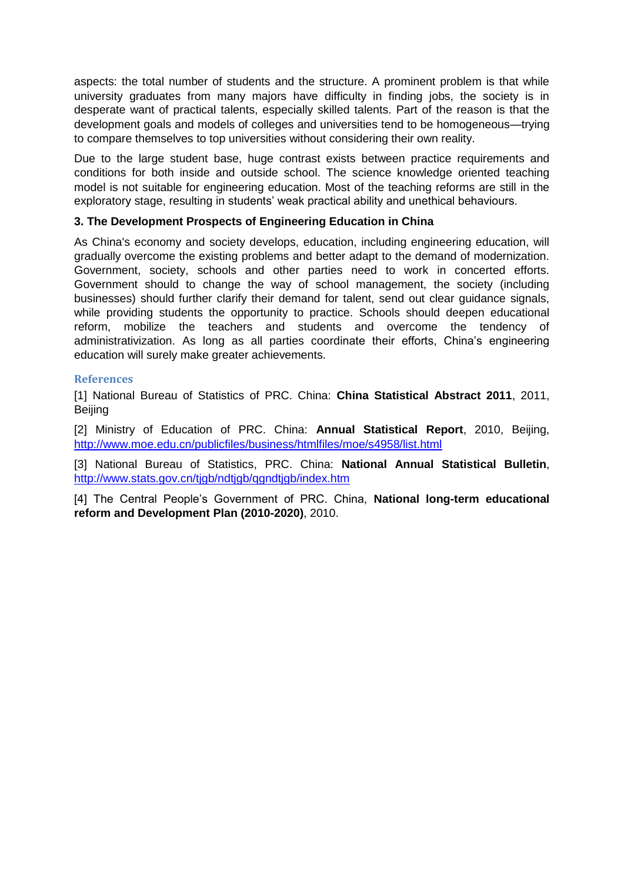aspects: the total number of students and the structure. A prominent problem is that while university graduates from many majors have difficulty in finding jobs, the society is in desperate want of practical talents, especially skilled talents. Part of the reason is that the development goals and models of colleges and universities tend to be homogeneous—trying to compare themselves to top universities without considering their own reality.

Due to the large student base, huge contrast exists between practice requirements and conditions for both inside and outside school. The science knowledge oriented teaching model is not suitable for engineering education. Most of the teaching reforms are still in the exploratory stage, resulting in students' weak practical ability and unethical behaviours.

### 3. The Development Prospects of Engineering Education in China

As China's economy and society develops, education, including engineering education, will gradually overcome the existing problems and better adapt to the demand of modernization. Government, society, schools and other parties need to work in concerted efforts. Government should to change the way of school management, the society (including businesses) should further clarify their demand for talent, send out clear guidance signals, while providing students the opportunity to practice. Schools should deepen educational reform, mobilize the teachers and students and overcome the tendency of administrativization. As long as all parties coordinate their efforts, China's engineering education will surely make greater achievements.

### References

[1] National Bureau of Statistics of PRC. China: **China Statistical Abstract 2011**, 2011, Beijing

[2] Ministry of Education of PRC. China: **Annual Statistical Report**, 2010, Beijing, http://www.moe.edu.cn/publicfiles/business/htmlfiles/moe/s4958/list.html

[3] National Bureau of Statistics, PRC. China: **National Annual Statistical Bulletin**, http://www.stats.gov.cn/tjgb/ndtjgb/qgndtjgb/index.htm

[4] The Central People's Government of PRC. China, **National long-term educational reform and Development Plan (2010-2020)**, 2010.